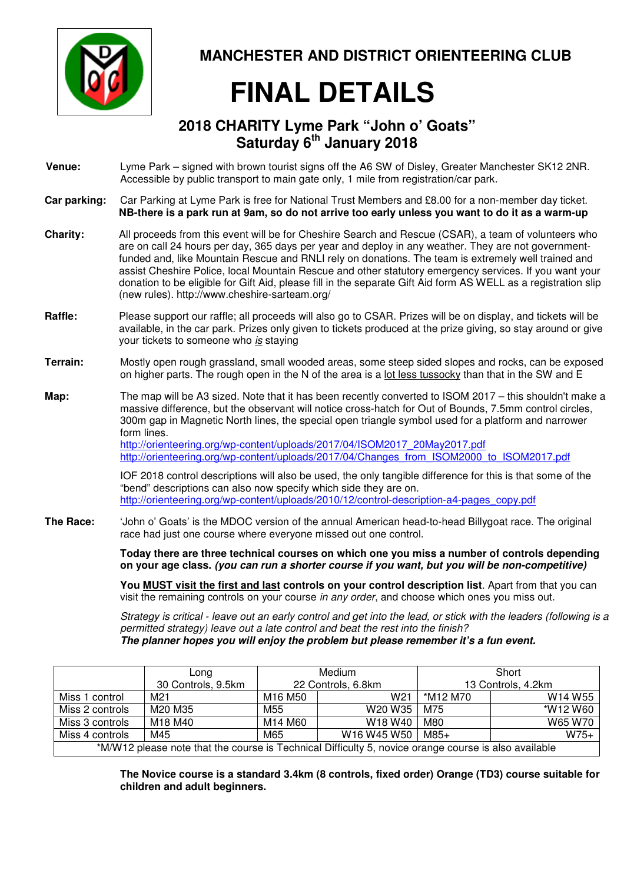# MANCHESTER AND DISTRICT ORIENTEERING CLUB

# FINAL DETAILS

## 2018 CHARITY Lyme Park "John o' Goats"
## Saturday 6th January 2018

**Venue:** Lyme Park – signed with brown tourist signs off the A6 SW of Disley, Greater Manchester SK12 2NR. Accessible by public transport to main gate only, 1 mile from registration/car park.

**Car parking:** Car Parking at Lyme Park is free for National Trust Members and £8.00 for a non-member day ticket. **NB-there is a park run at 9am, so do not arrive too early unless you want to do it as a warm-up**

**Charity:** All proceeds from this event will be for Cheshire Search and Rescue (CSAR), a team of volunteers who are on call 24 hours per day, 365 days per year and deploy in any weather. They are not government-funded and, like Mountain Rescue and RNLI rely on donations. The team is extremely well trained and assist Cheshire Police, local Mountain Rescue and other statutory emergency services. If you want your donation to be eligible for Gift Aid, please fill in the separate Gift Aid form AS WELL as a registration slip (new rules). http://www.cheshire-sarteam.org/

**Raffle:** Please support our raffle; all proceeds will also go to CSAR. Prizes will be on display, and tickets will be available, in the car park. Prizes only given to tickets produced at the prize giving, so stay around or give your tickets to someone who *is* staying

**Terrain:** Mostly open rough grassland, small wooded areas, some steep sided slopes and rocks, can be exposed on higher parts. The rough open in the N of the area is a lot less tussocky than that in the SW and E

**Map:** The map will be A3 sized. Note that it has been recently converted to ISOM 2017 – this shouldn't make a massive difference, but the observant will notice cross-hatch for Out of Bounds, 7.5mm control circles, 300m gap in Magnetic North lines, the special open triangle symbol used for a platform and narrower form lines.
http://orienteering.org/wp-content/uploads/2017/04/ISOM2017_20May2017.pdf
http://orienteering.org/wp-content/uploads/2017/04/Changes_from_ISOM2000_to_ISOM2017.pdf

IOF 2018 control descriptions will also be used, the only tangible difference for this is that some of the "bend" descriptions can also now specify which side they are on.
http://orienteering.org/wp-content/uploads/2010/12/control-description-a4-pages_copy.pdf

**The Race:** 'John o' Goats' is the MDOC version of the annual American head-to-head Billygoat race. The original race had just one course where everyone missed out one control.

**Today there are three technical courses on which one you miss a number of controls depending on your age class.** ***(you can run a shorter course if you want, but you will be non-competitive)***

**You MUST visit the first and last controls on your control description list**. Apart from that you can visit the remaining controls on your course *in any order*, and choose which ones you miss out.

*Strategy is critical - leave out an early control and get into the lead, or stick with the leaders (following is a permitted strategy) leave out a late control and beat the rest into the finish?*
***The planner hopes you will enjoy the problem but please remember it's a fun event.***

| | Long 30 Controls, 9.5km | Medium 22 Controls, 6.8km | | Short 13 Controls, 4.2km | |
|---|---|---|---|---|---|
| Miss 1 control | M21 | M16 M50 | W21 | *M12 M70 | W14 W55 |
| Miss 2 controls | M20 M35 | M55 | W20 W35 | M75 | *W12 W60 |
| Miss 3 controls | M18 M40 | M14 M60 | W18 W40 | M80 | W65 W70 |
| Miss 4 controls | M45 | M65 | W16 W45 W50 | M85+ | W75+ |
| *M/W12 please note that the course is Technical Difficulty 5, novice orange course is also available | | | | | |

**The Novice course is a standard 3.4km (8 controls, fixed order) Orange (TD3) course suitable for children and adult beginners.**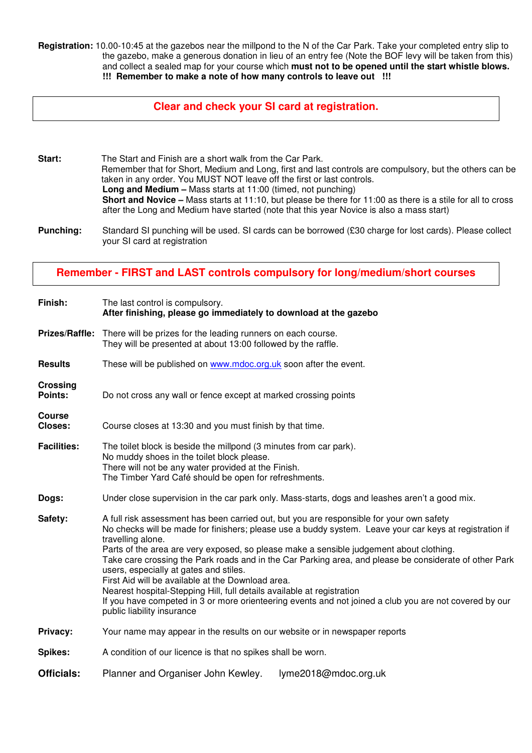**Registration:** 10.00-10:45 at the gazebos near the millpond to the N of the Car Park. Take your completed entry slip to the gazebo, make a generous donation in lieu of an entry fee (Note the BOF levy will be taken from this) and collect a sealed map for your course which **must not to be opened until the start whistle blows.**
**!!! Remember to make a note of how many controls to leave out !!!**

**Clear and check your SI card at registration.**

**Start:** The Start and Finish are a short walk from the Car Park.
Remember that for Short, Medium and Long, first and last controls are compulsory, but the others can be taken in any order. You MUST NOT leave off the first or last controls.
**Long and Medium –** Mass starts at 11:00 (timed, not punching)
**Short and Novice –** Mass starts at 11:10, but please be there for 11:00 as there is a stile for all to cross after the Long and Medium have started (note that this year Novice is also a mass start)

**Punching:** Standard SI punching will be used. SI cards can be borrowed (£30 charge for lost cards). Please collect your SI card at registration

**Remember - FIRST and LAST controls compulsory for long/medium/short courses**

**Finish:** The last control is compulsory.
**After finishing, please go immediately to download at the gazebo**

**Prizes/Raffle:** There will be prizes for the leading runners on each course.
They will be presented at about 13:00 followed by the raffle.

**Results** These will be published on www.mdoc.org.uk soon after the event.

**Crossing Points:** Do not cross any wall or fence except at marked crossing points

**Course Closes:** Course closes at 13:30 and you must finish by that time.

**Facilities:** The toilet block is beside the millpond (3 minutes from car park).
No muddy shoes in the toilet block please.
There will not be any water provided at the Finish.
The Timber Yard Café should be open for refreshments.

**Dogs:** Under close supervision in the car park only. Mass-starts, dogs and leashes aren't a good mix.

**Safety:** A full risk assessment has been carried out, but you are responsible for your own safety
No checks will be made for finishers; please use a buddy system. Leave your car keys at registration if travelling alone.
Parts of the area are very exposed, so please make a sensible judgement about clothing.
Take care crossing the Park roads and in the Car Parking area, and please be considerate of other Park users, especially at gates and stiles.
First Aid will be available at the Download area.
Nearest hospital-Stepping Hill, full details available at registration
If you have competed in 3 or more orienteering events and not joined a club you are not covered by our public liability insurance

**Privacy:** Your name may appear in the results on our website or in newspaper reports

**Spikes:** A condition of our licence is that no spikes shall be worn.

**Officials:** Planner and Organiser John Kewley. lyme2018@mdoc.org.uk